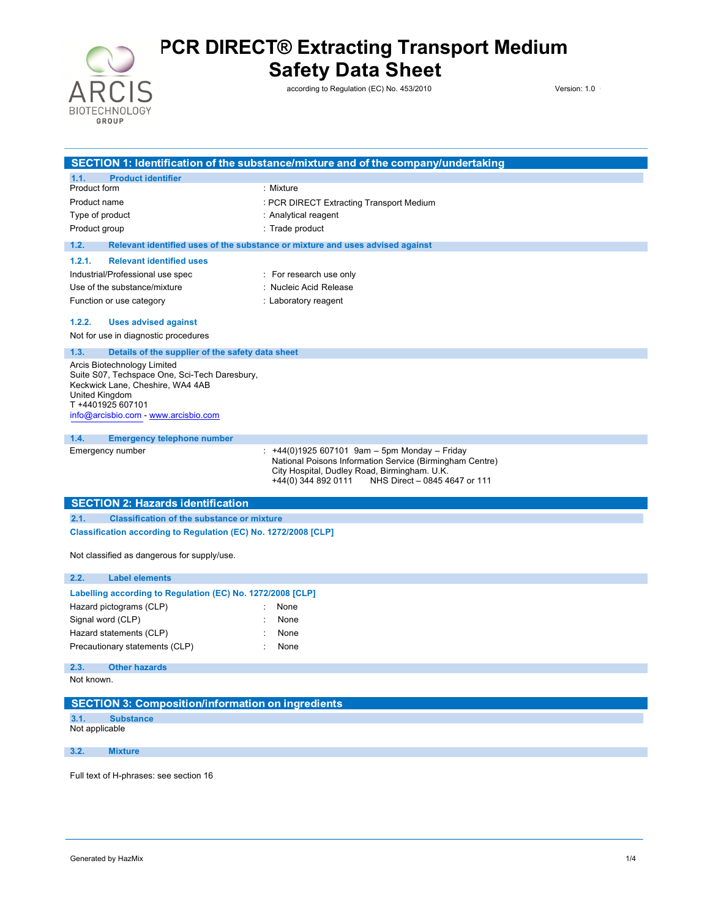# PCR DIRECT® Extracting Transport Medium Safety Data Sheet

according to Regulation (EC) No. 453/2010

Version: 1.0

## SECTION 1: Identification of the substance/mixture and of the company/undertaking

### 1.1. Product identifier

| | |
|---|---|
| Product form | : Mixture |
| Product name | : PCR DIRECT Extracting Transport Medium |
| Type of product | : Analytical reagent |
| Product group | : Trade product |

### 1.2. Relevant identified uses of the substance or mixture and uses advised against

#### 1.2.1. Relevant identified uses

| | |
|---|---|
| Industrial/Professional use spec | : For research use only |
| Use of the substance/mixture | : Nucleic Acid Release |
| Function or use category | : Laboratory reagent |

#### 1.2.2. Uses advised against

Not for use in diagnostic procedures

### 1.3. Details of the supplier of the safety data sheet

Arcis Biotechnology Limited
Suite S07, Techspace One, Sci-Tech Daresbury,
Keckwick Lane, Cheshire, WA4 4AB
United Kingdom
T +4401925 607101
info@arcisbio.com - www.arcisbio.com

### 1.4. Emergency telephone number

Emergency number : +44(0)1925 607101 9am – 5pm Monday – Friday
National Poisons Information Service (Birmingham Centre)
City Hospital, Dudley Road, Birmingham. U.K.
+44(0) 344 892 0111 NHS Direct – 0845 4647 or 111

## SECTION 2: Hazards identification

### 2.1. Classification of the substance or mixture

**Classification according to Regulation (EC) No. 1272/2008 [CLP]**

Not classified as dangerous for supply/use.

### 2.2. Label elements

**Labelling according to Regulation (EC) No. 1272/2008 [CLP]**

| | |
|---|---|
| Hazard pictograms (CLP) | : None |
| Signal word (CLP) | : None |
| Hazard statements (CLP) | : None |
| Precautionary statements (CLP) | : None |

### 2.3. Other hazards

Not known.

## SECTION 3: Composition/information on ingredients

### 3.1. Substance

Not applicable

### 3.2. Mixture

Full text of H-phrases: see section 16

Generated by HazMix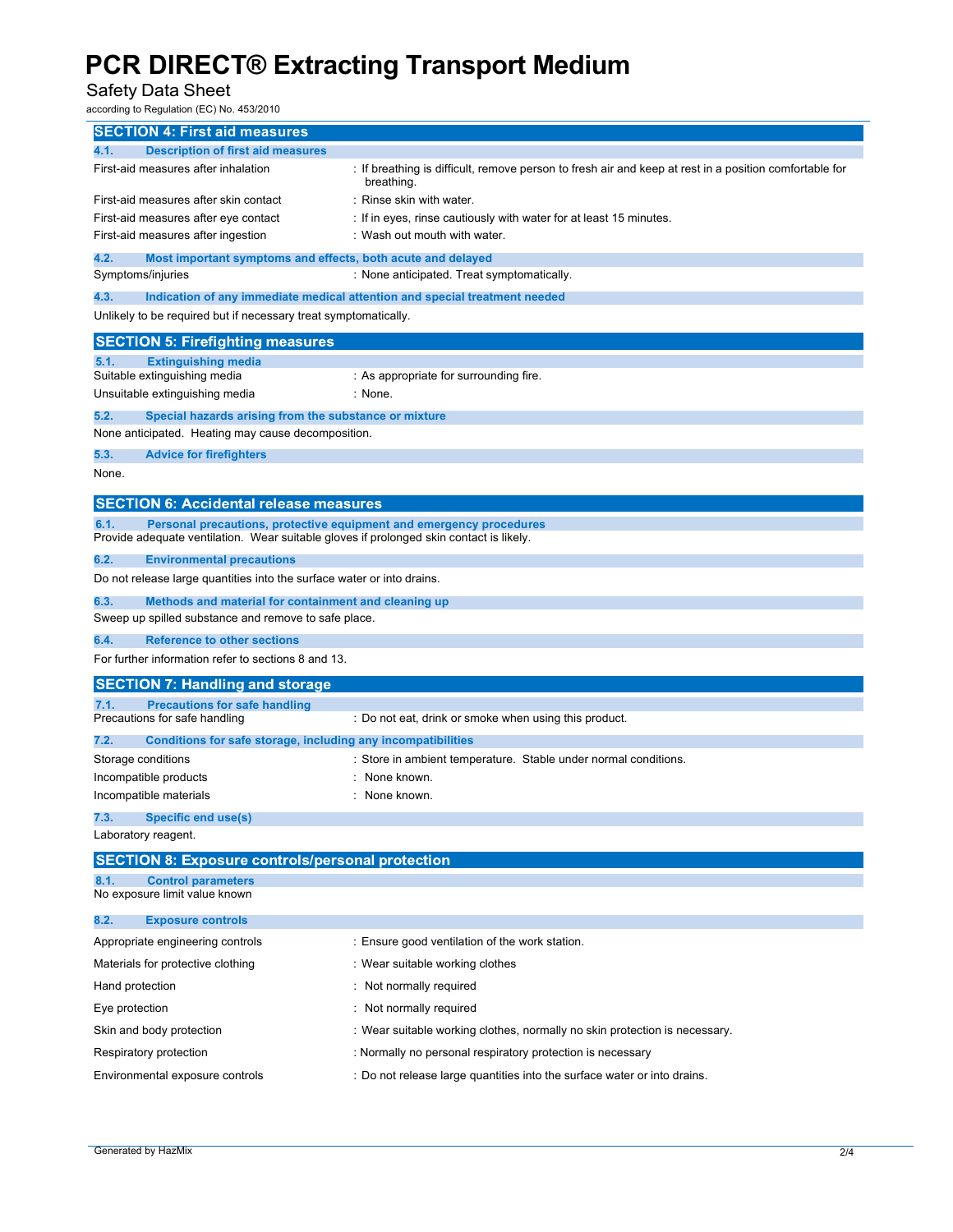# PCR DIRECT® Extracting Transport Medium

Safety Data Sheet

according to Regulation (EC) No. 453/2010

## SECTION 4: First aid measures

### 4.1. Description of first aid measures

| | |
|---|---|
| First-aid measures after inhalation | : If breathing is difficult, remove person to fresh air and keep at rest in a position comfortable for breathing. |
| First-aid measures after skin contact | : Rinse skin with water. |
| First-aid measures after eye contact | : If in eyes, rinse cautiously with water for at least 15 minutes. |
| First-aid measures after ingestion | : Wash out mouth with water. |

### 4.2. Most important symptoms and effects, both acute and delayed

| | |
|---|---|
| Symptoms/injuries | : None anticipated. Treat symptomatically. |

### 4.3. Indication of any immediate medical attention and special treatment needed

Unlikely to be required but if necessary treat symptomatically.

## SECTION 5: Firefighting measures

### 5.1. Extinguishing media

| | |
|---|---|
| Suitable extinguishing media | : As appropriate for surrounding fire. |
| Unsuitable extinguishing media | : None. |

### 5.2. Special hazards arising from the substance or mixture

None anticipated. Heating may cause decomposition.

### 5.3. Advice for firefighters

None.

## SECTION 6: Accidental release measures

### 6.1. Personal precautions, protective equipment and emergency procedures

Provide adequate ventilation. Wear suitable gloves if prolonged skin contact is likely.

### 6.2. Environmental precautions

Do not release large quantities into the surface water or into drains.

### 6.3. Methods and material for containment and cleaning up

Sweep up spilled substance and remove to safe place.

### 6.4. Reference to other sections

For further information refer to sections 8 and 13.

## SECTION 7: Handling and storage

### 7.1. Precautions for safe handling

| | |
|---|---|
| Precautions for safe handling | : Do not eat, drink or smoke when using this product. |

### 7.2. Conditions for safe storage, including any incompatibilities

| | |
|---|---|
| Storage conditions | : Store in ambient temperature. Stable under normal conditions. |
| Incompatible products | : None known. |
| Incompatible materials | : None known. |

### 7.3. Specific end use(s)

Laboratory reagent.

## SECTION 8: Exposure controls/personal protection

### 8.1. Control parameters

No exposure limit value known

### 8.2. Exposure controls

| | |
|---|---|
| Appropriate engineering controls | : Ensure good ventilation of the work station. |
| Materials for protective clothing | : Wear suitable working clothes |
| Hand protection | : Not normally required |
| Eye protection | : Not normally required |
| Skin and body protection | : Wear suitable working clothes, normally no skin protection is necessary. |
| Respiratory protection | : Normally no personal respiratory protection is necessary |
| Environmental exposure controls | : Do not release large quantities into the surface water or into drains. |

Generated by HazMix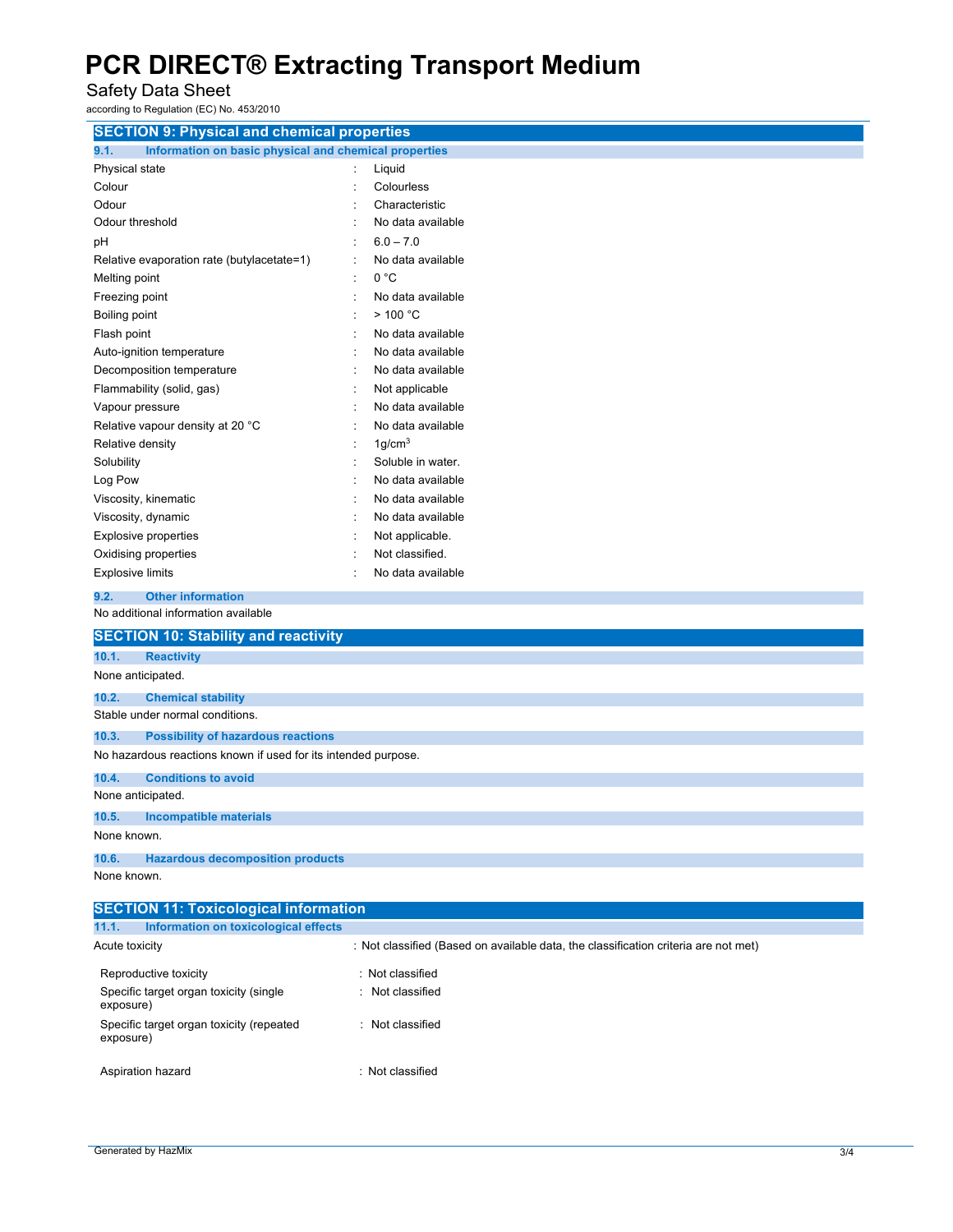## SECTION 9: Physical and chemical properties

### 9.1. Information on basic physical and chemical properties

| Property | | Value |
|---|---|---|
| Physical state | : | Liquid |
| Colour | : | Colourless |
| Odour | : | Characteristic |
| Odour threshold | : | No data available |
| pH | : | 6.0 – 7.0 |
| Relative evaporation rate (butylacetate=1) | : | No data available |
| Melting point | : | 0 °C |
| Freezing point | : | No data available |
| Boiling point | : | > 100 °C |
| Flash point | : | No data available |
| Auto-ignition temperature | : | No data available |
| Decomposition temperature | : | No data available |
| Flammability (solid, gas) | : | Not applicable |
| Vapour pressure | : | No data available |
| Relative vapour density at 20 °C | : | No data available |
| Relative density | : | 1g/cm$^3$ |
| Solubility | : | Soluble in water. |
| Log Pow | : | No data available |
| Viscosity, kinematic | : | No data available |
| Viscosity, dynamic | : | No data available |
| Explosive properties | : | Not applicable. |
| Oxidising properties | : | Not classified. |
| Explosive limits | : | No data available |

### 9.2. Other information

No additional information available

## SECTION 10: Stability and reactivity

### 10.1. Reactivity

None anticipated.

### 10.2. Chemical stability

Stable under normal conditions.

### 10.3. Possibility of hazardous reactions

No hazardous reactions known if used for its intended purpose.

### 10.4. Conditions to avoid

None anticipated.

### 10.5. Incompatible materials

None known.

### 10.6. Hazardous decomposition products

None known.

## SECTION 11: Toxicological information

### 11.1. Information on toxicological effects

| Property | Value |
|---|---|
| Acute toxicity | : Not classified (Based on available data, the classification criteria are not met) |
| Reproductive toxicity | : Not classified |
| Specific target organ toxicity (single exposure) | : Not classified |
| Specific target organ toxicity (repeated exposure) | : Not classified |
| Aspiration hazard | : Not classified |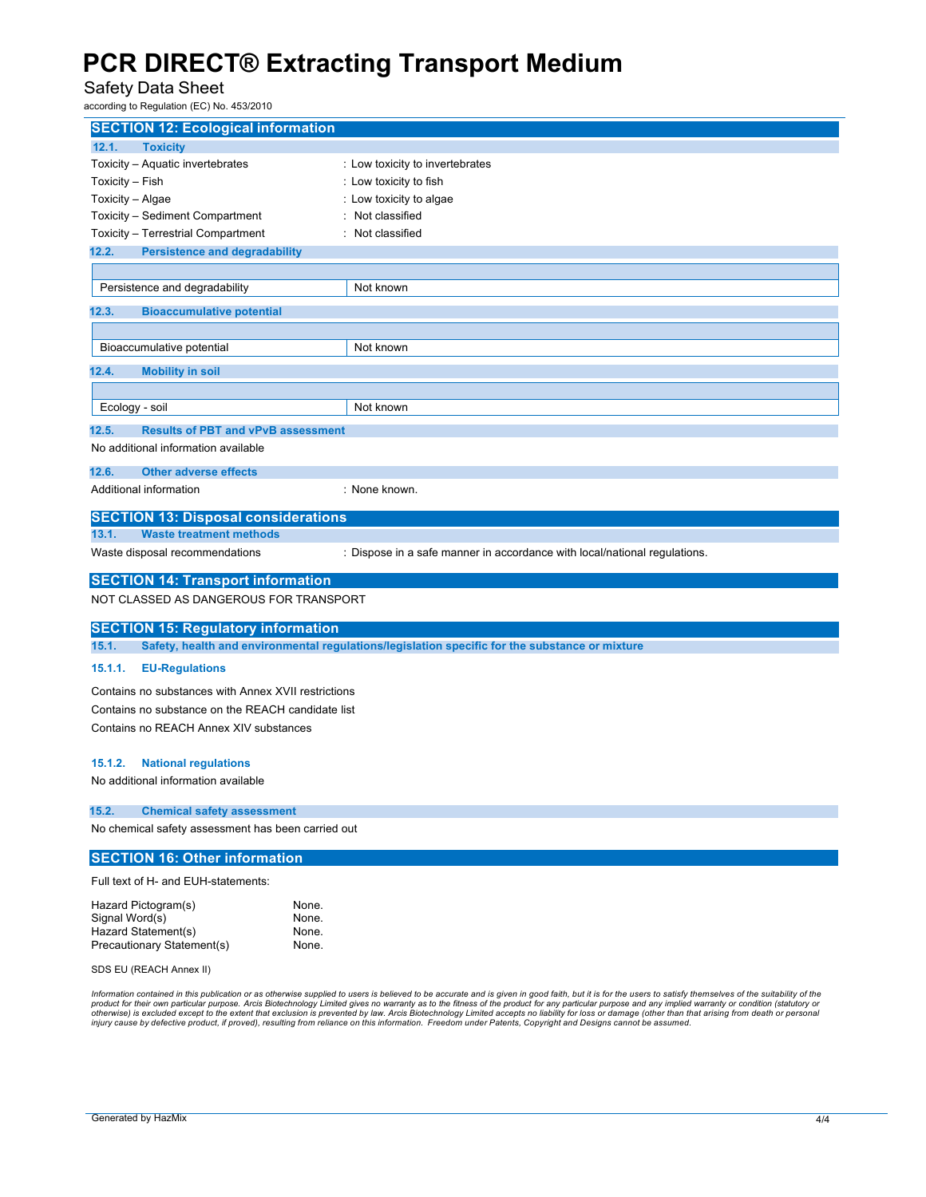## SECTION 12: Ecological information

### 12.1. Toxicity

| | |
|---|---|
| Toxicity – Aquatic invertebrates | : Low toxicity to invertebrates |
| Toxicity – Fish | : Low toxicity to fish |
| Toxicity – Algae | : Low toxicity to algae |
| Toxicity – Sediment Compartment | : Not classified |
| Toxicity – Terrestrial Compartment | : Not classified |

### 12.2. Persistence and degradability

| | |
|---|---|
| Persistence and degradability | Not known |

### 12.3. Bioaccumulative potential

| | |
|---|---|
| Bioaccumulative potential | Not known |

### 12.4. Mobility in soil

| | |
|---|---|
| Ecology - soil | Not known |

### 12.5. Results of PBT and vPvB assessment

No additional information available

### 12.6. Other adverse effects

Additional information : None known.

## SECTION 13: Disposal considerations

### 13.1. Waste treatment methods

Waste disposal recommendations : Dispose in a safe manner in accordance with local/national regulations.

## SECTION 14: Transport information

NOT CLASSED AS DANGEROUS FOR TRANSPORT

## SECTION 15: Regulatory information

### 15.1. Safety, health and environmental regulations/legislation specific for the substance or mixture

#### 15.1.1. EU-Regulations

Contains no substances with Annex XVII restrictions

Contains no substance on the REACH candidate list

Contains no REACH Annex XIV substances

#### 15.1.2. National regulations

No additional information available

### 15.2. Chemical safety assessment

No chemical safety assessment has been carried out

## SECTION 16: Other information

Full text of H- and EUH-statements:

| | |
|---|---|
| Hazard Pictogram(s) | None. |
| Signal Word(s) | None. |
| Hazard Statement(s) | None. |
| Precautionary Statement(s) | None. |

SDS EU (REACH Annex II)

*Information contained in this publication or as otherwise supplied to users is believed to be accurate and is given in good faith, but it is for the users to satisfy themselves of the suitability of the product for their own particular purpose. Arcis Biotechnology Limited gives no warranty as to the fitness of the product for any particular purpose and any implied warranty or condition (statutory or otherwise) is excluded except to the extent that exclusion is prevented by law. Arcis Biotechnology Limited accepts no liability for loss or damage (other than that arising from death or personal injury cause by defective product, if proved), resulting from reliance on this information. Freedom under Patents, Copyright and Designs cannot be assumed.*